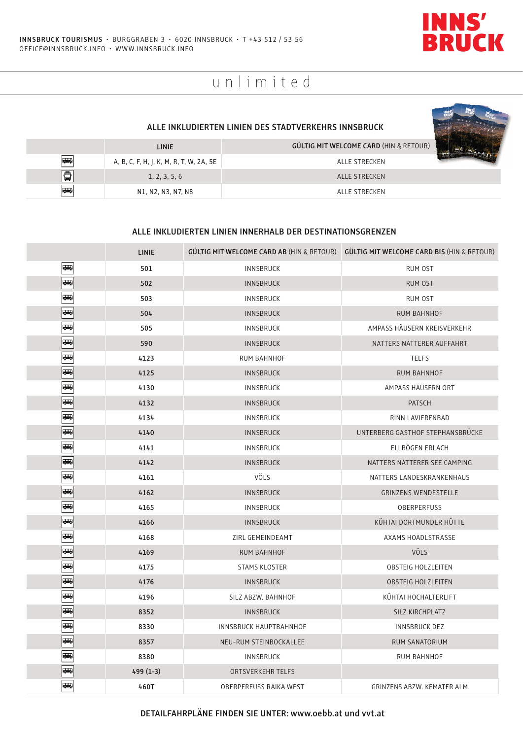INNSBRUCK TOURISMUS · BURGGRABEN 3 · 6020 INNSBRUCK · T +43 512 / 53 56
OFFICE@INNSBRUCK.INFO · WWW.INNSBRUCK.INFO

INNS' BRUCK

# unlimited

## ALLE INKLUDIERTEN LINIEN DES STADTVERKEHRS INNSBRUCK

| | LINIE | GÜLTIG MIT WELCOME CARD (HIN & RETOUR) |
|---|---|---|
| | A, B, C, F, H, J, K, M, R, T, W, 2A, 5E | ALLE STRECKEN |
| | 1, 2, 3, 5, 6 | ALLE STRECKEN |
| | N1, N2, N3, N7, N8 | ALLE STRECKEN |

## ALLE INKLUDIERTEN LINIEN INNERHALB DER DESTINATIONSGRENZEN

| | LINIE | GÜLTIG MIT WELCOME CARD AB (HIN & RETOUR) | GÜLTIG MIT WELCOME CARD BIS (HIN & RETOUR) |
|---|---|---|---|
| | 501 | INNSBRUCK | RUM OST |
| | 502 | INNSBRUCK | RUM OST |
| | 503 | INNSBRUCK | RUM OST |
| | 504 | INNSBRUCK | RUM BAHNHOF |
| | 505 | INNSBRUCK | AMPASS HÄUSERN KREISVERKEHR |
| | 590 | INNSBRUCK | NATTERS NATTERER AUFFAHRT |
| | 4123 | RUM BAHNHOF | TELFS |
| | 4125 | INNSBRUCK | RUM BAHNHOF |
| | 4130 | INNSBRUCK | AMPASS HÄUSERN ORT |
| | 4132 | INNSBRUCK | PATSCH |
| | 4134 | INNSBRUCK | RINN LAVIERENBAD |
| | 4140 | INNSBRUCK | UNTERBERG GASTHOF STEPHANSBRÜCKE |
| | 4141 | INNSBRUCK | ELLBÖGEN ERLACH |
| | 4142 | INNSBRUCK | NATTERS NATTERER SEE CAMPING |
| | 4161 | VÖLS | NATTERS LANDESKRANKENHAUS |
| | 4162 | INNSBRUCK | GRINZENS WENDESTELLE |
| | 4165 | INNSBRUCK | OBERPERFUSS |
| | 4166 | INNSBRUCK | KÜHTAI DORTMUNDER HÜTTE |
| | 4168 | ZIRL GEMEINDEAMT | AXAMS HOADLSTRASSE |
| | 4169 | RUM BAHNHOF | VÖLS |
| | 4175 | STAMS KLOSTER | OBSTEIG HOLZLEITEN |
| | 4176 | INNSBRUCK | OBSTEIG HOLZLEITEN |
| | 4196 | SILZ ABZW. BAHNHOF | KÜHTAI HOCHALTERLIFT |
| | 8352 | INNSBRUCK | SILZ KIRCHPLATZ |
| | 8330 | INNSBRUCK HAUPTBAHNHOF | INNSBRUCK DEZ |
| | 8357 | NEU-RUM STEINBOCKALLEE | RUM SANATORIUM |
| | 8380 | INNSBRUCK | RUM BAHNHOF |
| | 499 (1-3) | ORTSVERKEHR TELFS | |
| | 460T | OBERPERFUSS RAIKA WEST | GRINZENS ABZW. KEMATER ALM |

DETAILFAHRPLÄNE FINDEN SIE UNTER: www.oebb.at und vvt.at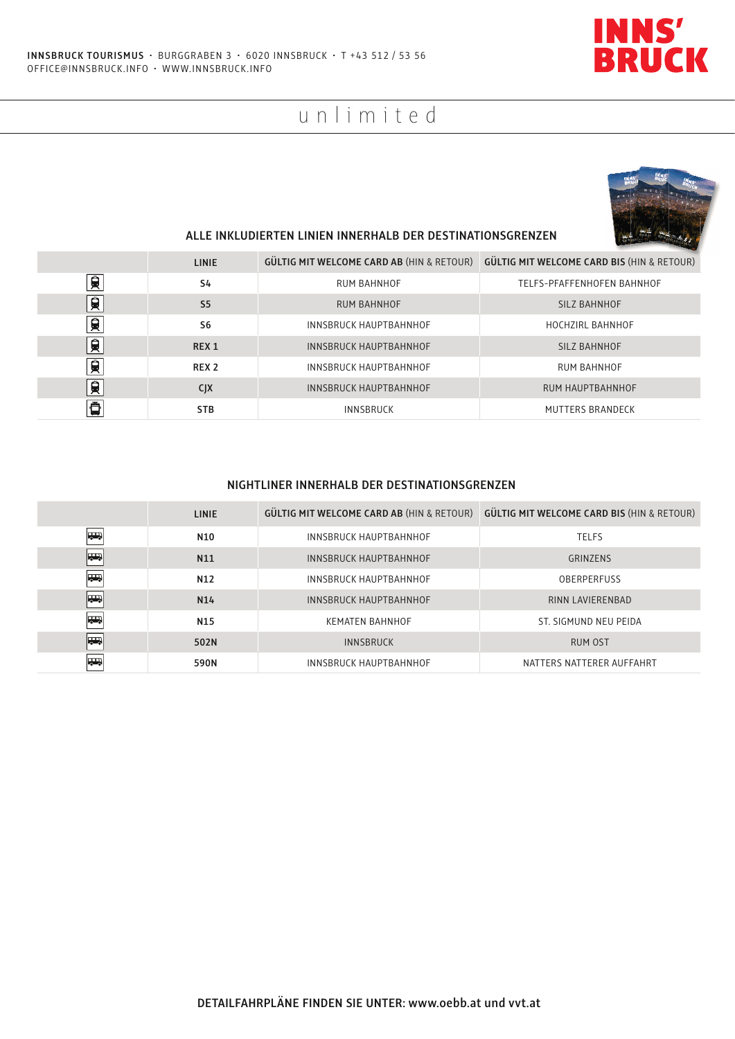unlimited

## ALLE INKLUDIERTEN LINIEN INNERHALB DER DESTINATIONSGRENZEN

| | LINIE | GÜLTIG MIT WELCOME CARD AB (HIN & RETOUR) | GÜLTIG MIT WELCOME CARD BIS (HIN & RETOUR) |
|---|---|---|---|
| | S4 | RUM BAHNHOF | TELFS-PFAFFENHOFEN BAHNHOF |
| | S5 | RUM BAHNHOF | SILZ BAHNHOF |
| | S6 | INNSBRUCK HAUPTBAHNHOF | HOCHZIRL BAHNHOF |
| | REX 1 | INNSBRUCK HAUPTBAHNHOF | SILZ BAHNHOF |
| | REX 2 | INNSBRUCK HAUPTBAHNHOF | RUM BAHNHOF |
| | CJX | INNSBRUCK HAUPTBAHNHOF | RUM HAUPTBAHNHOF |
| | STB | INNSBRUCK | MUTTERS BRANDECK |

## NIGHTLINER INNERHALB DER DESTINATIONSGRENZEN

| | LINIE | GÜLTIG MIT WELCOME CARD AB (HIN & RETOUR) | GÜLTIG MIT WELCOME CARD BIS (HIN & RETOUR) |
|---|---|---|---|
| | N10 | INNSBRUCK HAUPTBAHNHOF | TELFS |
| | N11 | INNSBRUCK HAUPTBAHNHOF | GRINZENS |
| | N12 | INNSBRUCK HAUPTBAHNHOF | OBERPERFUSS |
| | N14 | INNSBRUCK HAUPTBAHNHOF | RINN LAVIERENBAD |
| | N15 | KEMATEN BAHNHOF | ST. SIGMUND NEU PEIDA |
| | 502N | INNSBRUCK | RUM OST |
| | 590N | INNSBRUCK HAUPTBAHNHOF | NATTERS NATTERER AUFFAHRT |

DETAILFAHRPLÄNE FINDEN SIE UNTER: www.oebb.at und vvt.at